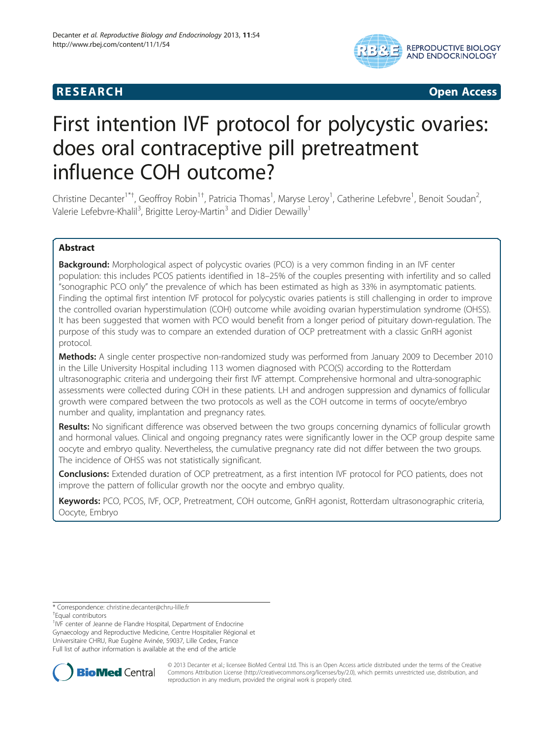RESEARCH Open Access

# First intention IVF protocol for polycystic ovaries: does oral contraceptive pill pretreatment influence COH outcome?

Christine Decanter[1*†], Geoffroy Robin[1†], Patricia Thomas[1], Maryse Leroy[1], Catherine Lefebvre[1], Benoit Soudan[2], Valerie Lefebvre-Khalil[3], Brigitte Leroy-Martin[3] and Didier Dewailly[1]

## Abstract

**Background:** Morphological aspect of polycystic ovaries (PCO) is a very common finding in an IVF center population: this includes PCOS patients identified in 18–25% of the couples presenting with infertility and so called "sonographic PCO only" the prevalence of which has been estimated as high as 33% in asymptomatic patients. Finding the optimal first intention IVF protocol for polycystic ovaries patients is still challenging in order to improve the controlled ovarian hyperstimulation (COH) outcome while avoiding ovarian hyperstimulation syndrome (OHSS). It has been suggested that women with PCO would benefit from a longer period of pituitary down-regulation. The purpose of this study was to compare an extended duration of OCP pretreatment with a classic GnRH agonist protocol.

**Methods:** A single center prospective non-randomized study was performed from January 2009 to December 2010 in the Lille University Hospital including 113 women diagnosed with PCO(S) according to the Rotterdam ultrasonographic criteria and undergoing their first IVF attempt. Comprehensive hormonal and ultra-sonographic assessments were collected during COH in these patients. LH and androgen suppression and dynamics of follicular growth were compared between the two protocols as well as the COH outcome in terms of oocyte/embryo number and quality, implantation and pregnancy rates.

**Results:** No significant difference was observed between the two groups concerning dynamics of follicular growth and hormonal values. Clinical and ongoing pregnancy rates were significantly lower in the OCP group despite same oocyte and embryo quality. Nevertheless, the cumulative pregnancy rate did not differ between the two groups. The incidence of OHSS was not statistically significant.

**Conclusions:** Extended duration of OCP pretreatment, as a first intention IVF protocol for PCO patients, does not improve the pattern of follicular growth nor the oocyte and embryo quality.

**Keywords:** PCO, PCOS, IVF, OCP, Pretreatment, COH outcome, GnRH agonist, Rotterdam ultrasonographic criteria, Oocyte, Embryo

---

* Correspondence: christine.decanter@chru-lille.fr

†Equal contributors

[1]IVF center of Jeanne de Flandre Hospital, Department of Endocrine Gynaecology and Reproductive Medicine, Centre Hospitalier Régional et Universitaire CHRU, Rue Eugène Avinée, 59037, Lille Cedex, France

Full list of author information is available at the end of the article

© 2013 Decanter et al.; licensee BioMed Central Ltd. This is an Open Access article distributed under the terms of the Creative Commons Attribution License (http://creativecommons.org/licenses/by/2.0), which permits unrestricted use, distribution, and reproduction in any medium, provided the original work is properly cited.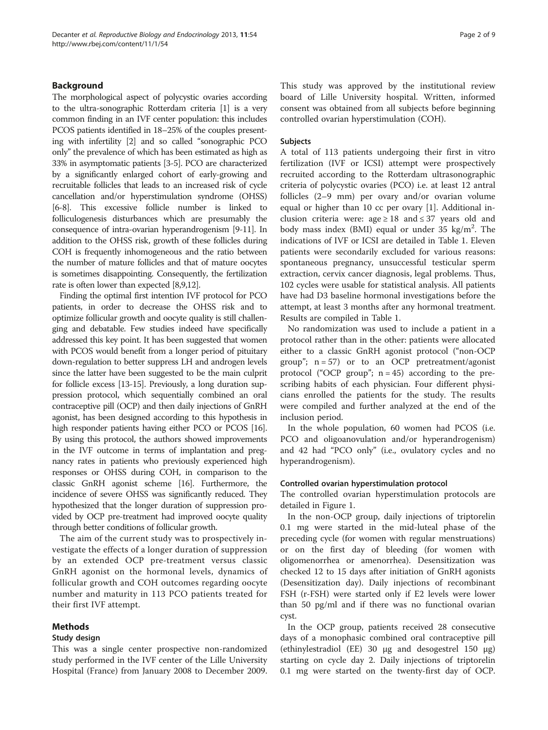## Background

The morphological aspect of polycystic ovaries according to the ultra-sonographic Rotterdam criteria [1] is a very common finding in an IVF center population: this includes PCOS patients identified in 18–25% of the couples presenting with infertility [2] and so called "sonographic PCO only" the prevalence of which has been estimated as high as 33% in asymptomatic patients [3-5]. PCO are characterized by a significantly enlarged cohort of early-growing and recruitable follicles that leads to an increased risk of cycle cancellation and/or hyperstimulation syndrome (OHSS) [6-8]. This excessive follicle number is linked to folliculogenesis disturbances which are presumably the consequence of intra-ovarian hyperandrogenism [9-11]. In addition to the OHSS risk, growth of these follicles during COH is frequently inhomogeneous and the ratio between the number of mature follicles and that of mature oocytes is sometimes disappointing. Consequently, the fertilization rate is often lower than expected [8,9,12].

Finding the optimal first intention IVF protocol for PCO patients, in order to decrease the OHSS risk and to optimize follicular growth and oocyte quality is still challenging and debatable. Few studies indeed have specifically addressed this key point. It has been suggested that women with PCOS would benefit from a longer period of pituitary down-regulation to better suppress LH and androgen levels since the latter have been suggested to be the main culprit for follicle excess [13-15]. Previously, a long duration suppression protocol, which sequentially combined an oral contraceptive pill (OCP) and then daily injections of GnRH agonist, has been designed according to this hypothesis in high responder patients having either PCO or PCOS [16]. By using this protocol, the authors showed improvements in the IVF outcome in terms of implantation and pregnancy rates in patients who previously experienced high responses or OHSS during COH, in comparison to the classic GnRH agonist scheme [16]. Furthermore, the incidence of severe OHSS was significantly reduced. They hypothesized that the longer duration of suppression provided by OCP pre-treatment had improved oocyte quality through better conditions of follicular growth.

The aim of the current study was to prospectively investigate the effects of a longer duration of suppression by an extended OCP pre-treatment versus classic GnRH agonist on the hormonal levels, dynamics of follicular growth and COH outcomes regarding oocyte number and maturity in 113 PCO patients treated for their first IVF attempt.

## Methods

### Study design

This was a single center prospective non-randomized study performed in the IVF center of the Lille University Hospital (France) from January 2008 to December 2009. This study was approved by the institutional review board of Lille University hospital. Written, informed consent was obtained from all subjects before beginning controlled ovarian hyperstimulation (COH).

### Subjects

A total of 113 patients undergoing their first in vitro fertilization (IVF or ICSI) attempt were prospectively recruited according to the Rotterdam ultrasonographic criteria of polycystic ovaries (PCO) i.e. at least 12 antral follicles (2–9 mm) per ovary and/or ovarian volume equal or higher than 10 cc per ovary [1]. Additional inclusion criteria were: age ≥ 18 and ≤ 37 years old and body mass index (BMI) equal or under 35 $kg/m^2$. The indications of IVF or ICSI are detailed in Table 1. Eleven patients were secondarily excluded for various reasons: spontaneous pregnancy, unsuccessful testicular sperm extraction, cervix cancer diagnosis, legal problems. Thus, 102 cycles were usable for statistical analysis. All patients have had D3 baseline hormonal investigations before the attempt, at least 3 months after any hormonal treatment. Results are compiled in Table 1.

No randomization was used to include a patient in a protocol rather than in the other: patients were allocated either to a classic GnRH agonist protocol ("non-OCP group"; n = 57) or to an OCP pretreatment/agonist protocol ("OCP group"; n = 45) according to the prescribing habits of each physician. Four different physicians enrolled the patients for the study. The results were compiled and further analyzed at the end of the inclusion period.

In the whole population, 60 women had PCOS (i.e. PCO and oligoanovulation and/or hyperandrogenism) and 42 had "PCO only" (i.e., ovulatory cycles and no hyperandrogenism).

### Controlled ovarian hyperstimulation protocol

The controlled ovarian hyperstimulation protocols are detailed in Figure 1.

In the non-OCP group, daily injections of triptorelin 0.1 mg were started in the mid-luteal phase of the preceding cycle (for women with regular menstruations) or on the first day of bleeding (for women with oligomenorrhea or amenorrhea). Desensitization was checked 12 to 15 days after initiation of GnRH agonists (Desensitization day). Daily injections of recombinant FSH (r-FSH) were started only if E2 levels were lower than 50 pg/ml and if there was no functional ovarian cyst.

In the OCP group, patients received 28 consecutive days of a monophasic combined oral contraceptive pill (ethinylestradiol (EE) 30 μg and desogestrel 150 μg) starting on cycle day 2. Daily injections of triptorelin 0.1 mg were started on the twenty-first day of OCP.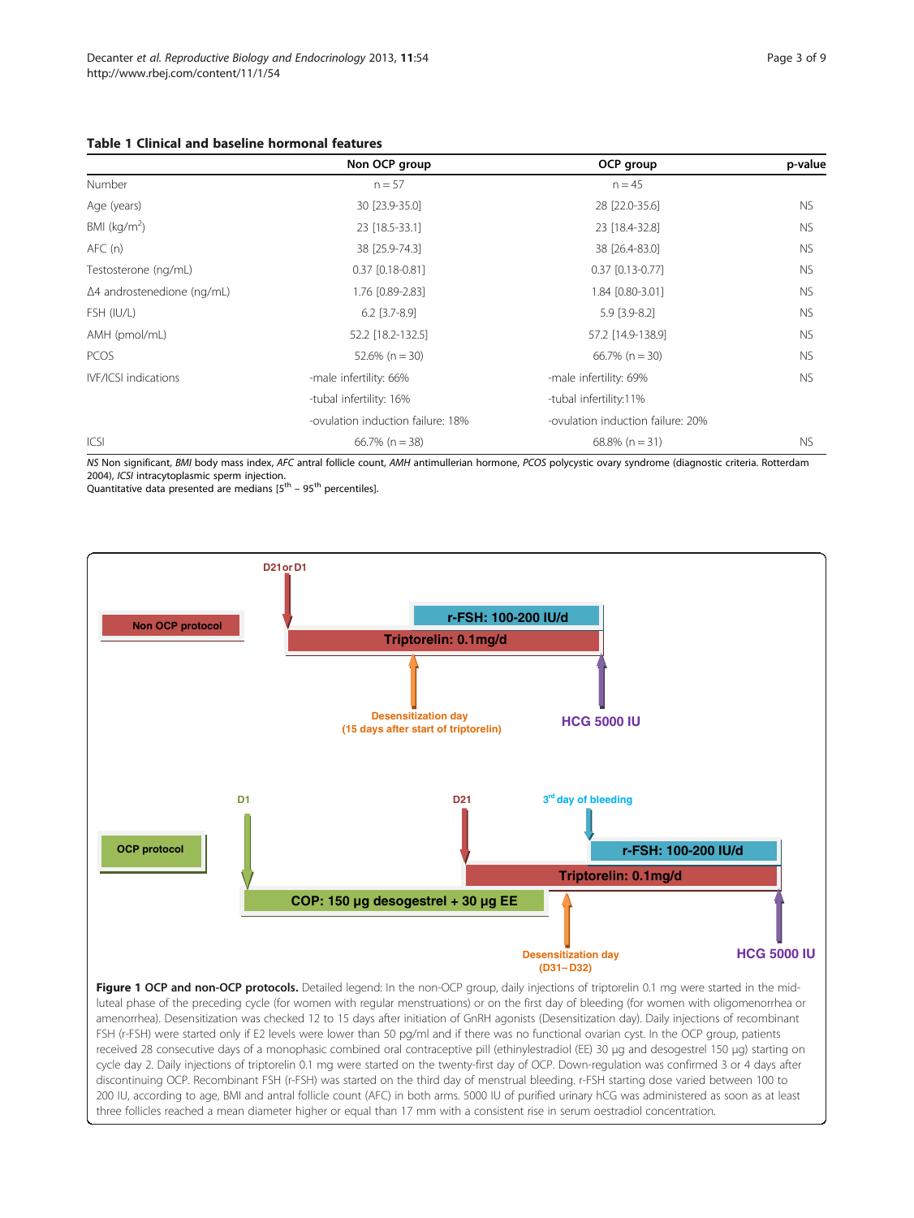**Table 1 Clinical and baseline hormonal features**

| | Non OCP group | OCP group | p-value |
|---|---|---|---|
| Number | n = 57 | n = 45 | |
| Age (years) | 30 [23.9-35.0] | 28 [22.0-35.6] | NS |
| BMI (kg/m$^2$) | 23 [18.5-33.1] | 23 [18.4-32.8] | NS |
| AFC (n) | 38 [25.9-74.3] | 38 [26.4-83.0] | NS |
| Testosterone (ng/mL) | 0.37 [0.18-0.81] | 0.37 [0.13-0.77] | NS |
| Δ4 androstenedione (ng/mL) | 1.76 [0.89-2.83] | 1.84 [0.80-3.01] | NS |
| FSH (IU/L) | 6.2 [3.7-8.9] | 5.9 [3.9-8.2] | NS |
| AMH (pmol/mL) | 52.2 [18.2-132.5] | 57.2 [14.9-138.9] | NS |
| PCOS | 52.6% (n = 30) | 66.7% (n = 30) | NS |
| IVF/ICSI indications | -male infertility: 66% | -male infertility: 69% | NS |
| | -tubal infertility: 16% | -tubal infertility:11% | |
| | -ovulation induction failure: 18% | -ovulation induction failure: 20% | |
| ICSI | 66.7% (n = 38) | 68.8% (n = 31) | NS |

*NS* Non significant, *BMI* body mass index, *AFC* antral follicle count, *AMH* antimullerian hormone, *PCOS* polycystic ovary syndrome (diagnostic criteria. Rotterdam 2004), *ICSI* intracytoplasmic sperm injection.
Quantitative data presented are medians [5$^{th}$ – 95$^{th}$ percentiles].

**Figure 1 OCP and non-OCP protocols.** Detailed legend: In the non-OCP group, daily injections of triptorelin 0.1 mg were started in the mid-luteal phase of the preceding cycle (for women with regular menstruations) or on the first day of bleeding (for women with oligomenorrhea or amenorrhea). Desensitization was checked 12 to 15 days after initiation of GnRH agonists (Desensitization day). Daily injections of recombinant FSH (r-FSH) were started only if E2 levels were lower than 50 pg/ml and if there was no functional ovarian cyst. In the OCP group, patients received 28 consecutive days of a monophasic combined oral contraceptive pill (ethinylestradiol (EE) 30 μg and desogestrel 150 μg) starting on cycle day 2. Daily injections of triptorelin 0.1 mg were started on the twenty-first day of OCP. Down-regulation was confirmed 3 or 4 days after discontinuing OCP. Recombinant FSH (r-FSH) was started on the third day of menstrual bleeding. r-FSH starting dose varied between 100 to 200 IU, according to age, BMI and antral follicle count (AFC) in both arms. 5000 IU of purified urinary hCG was administered as soon as at least three follicles reached a mean diameter higher or equal than 17 mm with a consistent rise in serum oestradiol concentration.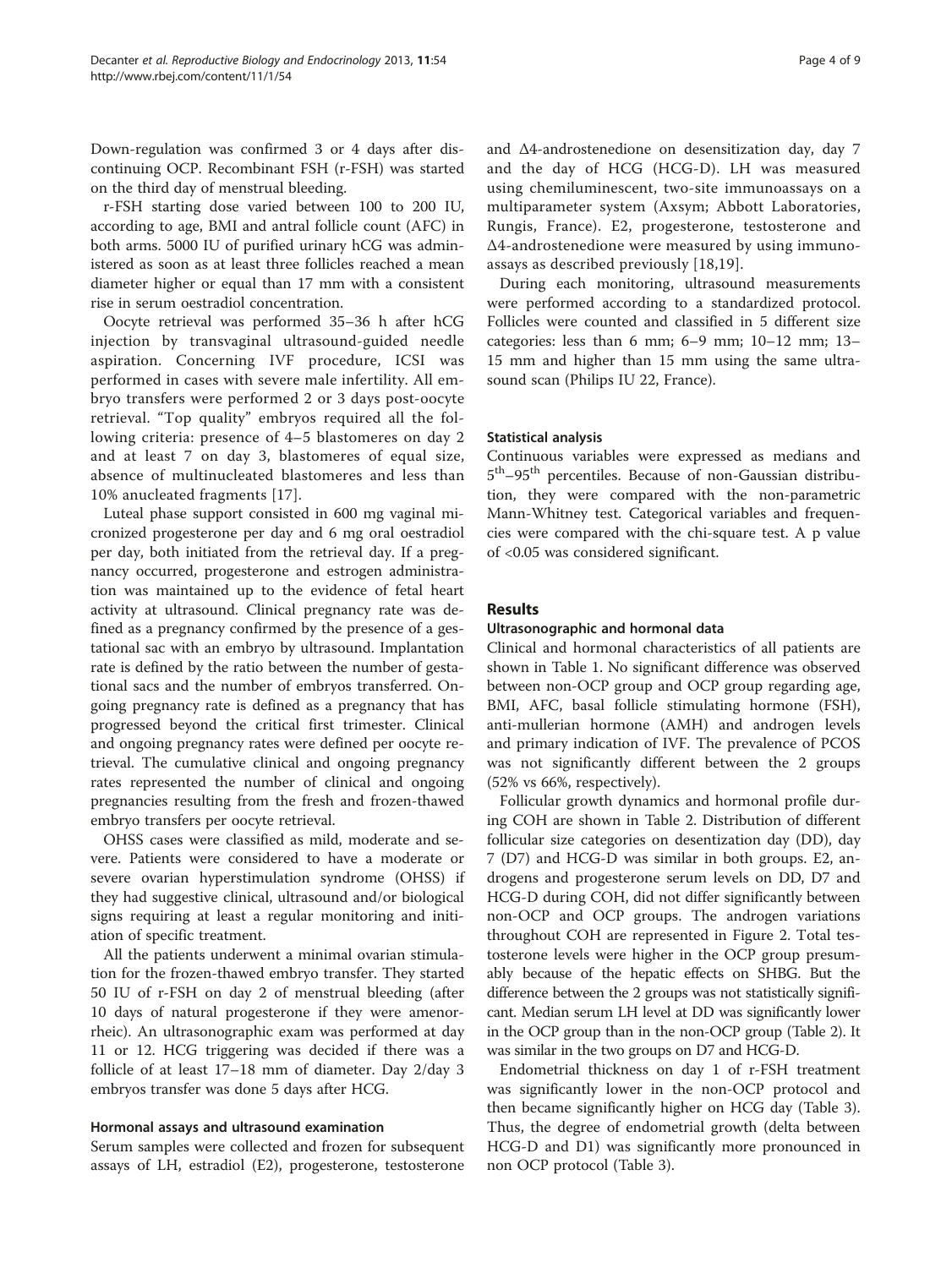Down-regulation was confirmed 3 or 4 days after discontinuing OCP. Recombinant FSH (r-FSH) was started on the third day of menstrual bleeding.

r-FSH starting dose varied between 100 to 200 IU, according to age, BMI and antral follicle count (AFC) in both arms. 5000 IU of purified urinary hCG was administered as soon as at least three follicles reached a mean diameter higher or equal than 17 mm with a consistent rise in serum oestradiol concentration.

Oocyte retrieval was performed 35–36 h after hCG injection by transvaginal ultrasound-guided needle aspiration. Concerning IVF procedure, ICSI was performed in cases with severe male infertility. All embryo transfers were performed 2 or 3 days post-oocyte retrieval. "Top quality" embryos required all the following criteria: presence of 4–5 blastomeres on day 2 and at least 7 on day 3, blastomeres of equal size, absence of multinucleated blastomeres and less than 10% anucleated fragments [17].

Luteal phase support consisted in 600 mg vaginal micronized progesterone per day and 6 mg oral oestradiol per day, both initiated from the retrieval day. If a pregnancy occurred, progesterone and estrogen administration was maintained up to the evidence of fetal heart activity at ultrasound. Clinical pregnancy rate was defined as a pregnancy confirmed by the presence of a gestational sac with an embryo by ultrasound. Implantation rate is defined by the ratio between the number of gestational sacs and the number of embryos transferred. Ongoing pregnancy rate is defined as a pregnancy that has progressed beyond the critical first trimester. Clinical and ongoing pregnancy rates were defined per oocyte retrieval. The cumulative clinical and ongoing pregnancy rates represented the number of clinical and ongoing pregnancies resulting from the fresh and frozen-thawed embryo transfers per oocyte retrieval.

OHSS cases were classified as mild, moderate and severe. Patients were considered to have a moderate or severe ovarian hyperstimulation syndrome (OHSS) if they had suggestive clinical, ultrasound and/or biological signs requiring at least a regular monitoring and initiation of specific treatment.

All the patients underwent a minimal ovarian stimulation for the frozen-thawed embryo transfer. They started 50 IU of r-FSH on day 2 of menstrual bleeding (after 10 days of natural progesterone if they were amenorrheic). An ultrasonographic exam was performed at day 11 or 12. HCG triggering was decided if there was a follicle of at least 17–18 mm of diameter. Day 2/day 3 embryos transfer was done 5 days after HCG.

### Hormonal assays and ultrasound examination

Serum samples were collected and frozen for subsequent assays of LH, estradiol (E2), progesterone, testosterone and Δ4-androstenedione on desensitization day, day 7 and the day of HCG (HCG-D). LH was measured using chemiluminescent, two-site immunoassays on a multiparameter system (Axsym; Abbott Laboratories, Rungis, France). E2, progesterone, testosterone and Δ4-androstenedione were measured by using immunoassays as described previously [18,19].

During each monitoring, ultrasound measurements were performed according to a standardized protocol. Follicles were counted and classified in 5 different size categories: less than 6 mm; 6–9 mm; 10–12 mm; 13–15 mm and higher than 15 mm using the same ultrasound scan (Philips IU 22, France).

### Statistical analysis

Continuous variables were expressed as medians and 5th–95th percentiles. Because of non-Gaussian distribution, they were compared with the non-parametric Mann-Whitney test. Categorical variables and frequencies were compared with the chi-square test. A p value of <0.05 was considered significant.

## Results

### Ultrasonographic and hormonal data

Clinical and hormonal characteristics of all patients are shown in Table 1. No significant difference was observed between non-OCP group and OCP group regarding age, BMI, AFC, basal follicle stimulating hormone (FSH), anti-mullerian hormone (AMH) and androgen levels and primary indication of IVF. The prevalence of PCOS was not significantly different between the 2 groups (52% vs 66%, respectively).

Follicular growth dynamics and hormonal profile during COH are shown in Table 2. Distribution of different follicular size categories on desentization day (DD), day 7 (D7) and HCG-D was similar in both groups. E2, androgens and progesterone serum levels on DD, D7 and HCG-D during COH, did not differ significantly between non-OCP and OCP groups. The androgen variations throughout COH are represented in Figure 2. Total testosterone levels were higher in the OCP group presumably because of the hepatic effects on SHBG. But the difference between the 2 groups was not statistically significant. Median serum LH level at DD was significantly lower in the OCP group than in the non-OCP group (Table 2). It was similar in the two groups on D7 and HCG-D.

Endometrial thickness on day 1 of r-FSH treatment was significantly lower in the non-OCP protocol and then became significantly higher on HCG day (Table 3). Thus, the degree of endometrial growth (delta between HCG-D and D1) was significantly more pronounced in non OCP protocol (Table 3).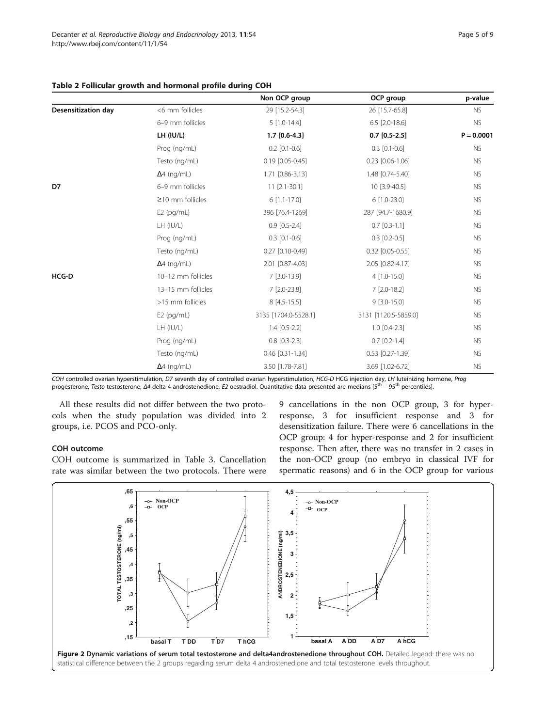**Table 2 Follicular growth and hormonal profile during COH**

| | | Non OCP group | OCP group | p-value |
|---|---|---|---|---|
| **Desensitization day** | <6 mm follicles | 29 [15.2-54.3] | 26 [15.7-65.8] | NS |
| | 6–9 mm follicles | 5 [1.0-14.4] | 6.5 [2.0-18.6] | NS |
| | **LH (IU/L)** | **1.7 [0.6-4.3]** | **0.7 [0.5-2.5]** | **P = 0.0001** |
| | Prog (ng/mL) | 0.2 [0.1-0.6] | 0.3 [0.1-0.6] | NS |
| | Testo (ng/mL) | 0.19 [0.05-0.45] | 0.23 [0.06-1.06] | NS |
| | Δ4 (ng/mL) | 1.71 [0.86-3.13] | 1.48 [0.74-5.40] | NS |
| **D7** | 6–9 mm follicles | 11 [2.1-30.1] | 10 [3.9-40.5] | NS |
| | ≥10 mm follicles | 6 [1.1-17.0] | 6 [1.0-23.0] | NS |
| | E2 (pg/mL) | 396 [76.4-1269] | 287 [94.7-1680.9] | NS |
| | LH (IU/L) | 0.9 [0.5-2.4] | 0.7 [0.3-1.1] | NS |
| | Prog (ng/mL) | 0.3 [0.1-0.6] | 0.3 [0.2-0.5] | NS |
| | Testo (ng/mL) | 0.27 [0.10-0.49] | 0.32 [0.05-0.55] | NS |
| | Δ4 (ng/mL) | 2.01 [0.87-4.03] | 2.05 [0.82-4.17] | NS |
| **HCG-D** | 10–12 mm follicles | 7 [3.0-13.9] | 4 [1.0-15.0] | NS |
| | 13–15 mm follicles | 7 [2.0-23.8] | 7 [2.0-18.2] | NS |
| | >15 mm follicles | 8 [4.5-15.5] | 9 [3.0-15.0] | NS |
| | E2 (pg/mL) | 3135 [1704.0-5528.1] | 3131 [1120.5-5859.0] | NS |
| | LH (IU/L) | 1.4 [0.5-2.2] | 1.0 [0.4-2.3] | NS |
| | Prog (ng/mL) | 0.8 [0.3-2.3] | 0.7 [0.2-1.4] | NS |
| | Testo (ng/mL) | 0.46 [0.31-1.34] | 0.53 [0.27-1.39] | NS |
| | Δ4 (ng/mL) | 3.50 [1.78-7.81] | 3.69 [1.02-6.72] | NS |

*COH* controlled ovarian hyperstimulation, *D7* seventh day of controlled ovarian hyperstimulation, *HCG-D* HCG injection day, *LH* luteinizing hormone, *Prog* progesterone, *Testo* testosterone, *Δ4* delta-4 androstenedione, *E2* oestradiol. Quantitative data presented are medians [5th – 95th percentiles].

All these results did not differ between the two protocols when the study population was divided into 2 groups, i.e. PCOS and PCO-only.

### COH outcome

COH outcome is summarized in Table 3. Cancellation rate was similar between the two protocols. There were 9 cancellations in the non OCP group, 3 for hyper-response, 3 for insufficient response and 3 for desensitization failure. There were 6 cancellations in the OCP group: 4 for hyper-response and 2 for insufficient response. Then after, there was no transfer in 2 cases in the non-OCP group (no embryo in classical IVF for spermatic reasons) and 6 in the OCP group for various

**Figure 2 Dynamic variations of serum total testosterone and delta4androstenedione throughout COH.** Detailed legend: there was no statistical difference between the 2 groups regarding serum delta 4 androstenedione and total testosterone levels throughout.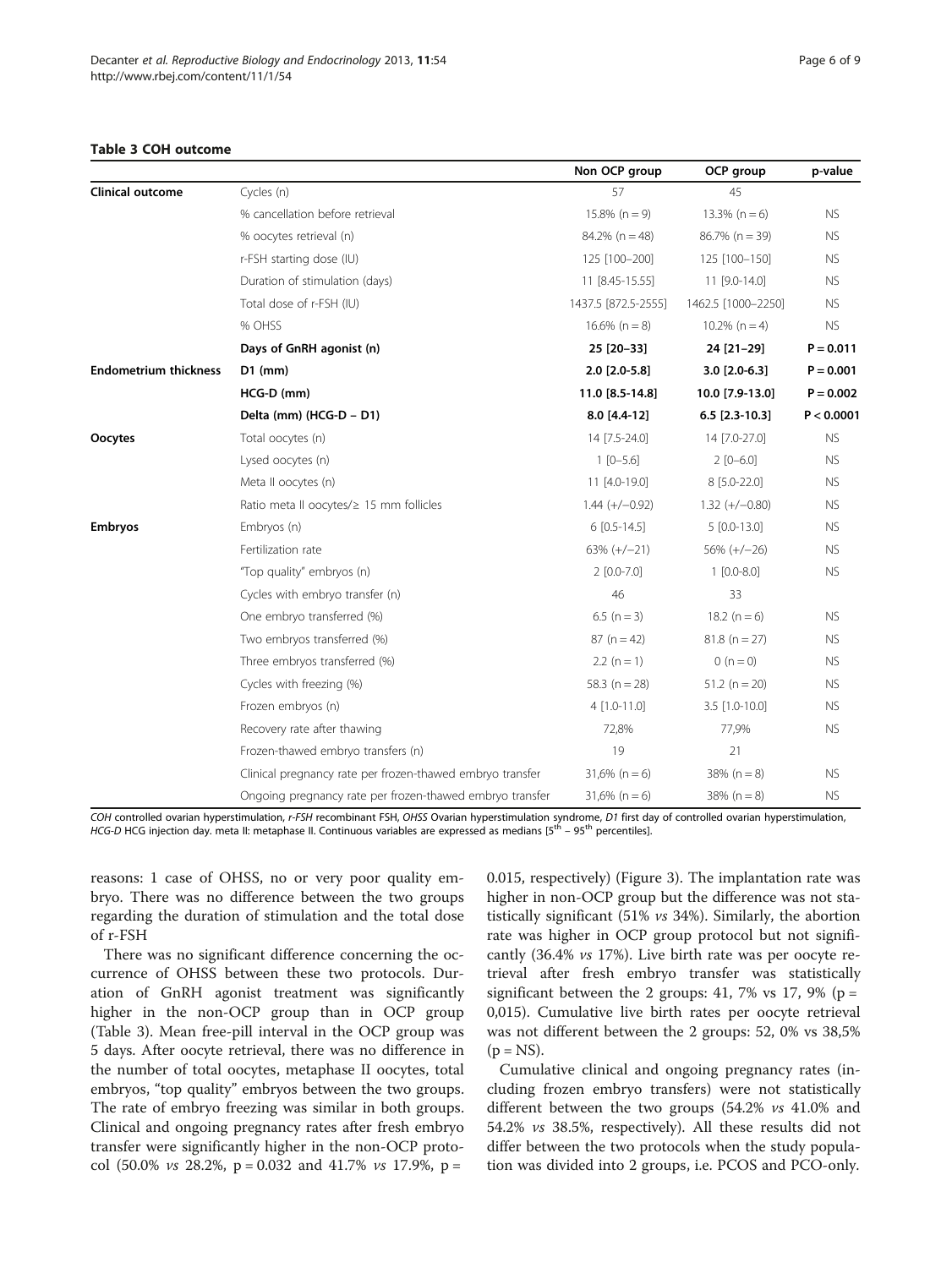**Table 3 COH outcome**

| | | Non OCP group | OCP group | p-value |
|---|---|---|---|---|
| **Clinical outcome** | Cycles (n) | 57 | 45 | |
| | % cancellation before retrieval | 15.8% (n = 9) | 13.3% (n = 6) | NS |
| | % oocytes retrieval (n) | 84.2% (n = 48) | 86.7% (n = 39) | NS |
| | r-FSH starting dose (IU) | 125 [100–200] | 125 [100–150] | NS |
| | Duration of stimulation (days) | 11 [8.45-15.55] | 11 [9.0-14.0] | NS |
| | Total dose of r-FSH (IU) | 1437.5 [872.5-2555] | 1462.5 [1000–2250] | NS |
| | % OHSS | 16.6% (n = 8) | 10.2% (n = 4) | NS |
| | **Days of GnRH agonist (n)** | **25 [20–33]** | **24 [21–29]** | **P = 0.011** |
| **Endometrium thickness** | **D1 (mm)** | **2.0 [2.0-5.8]** | **3.0 [2.0-6.3]** | **P = 0.001** |
| | **HCG-D (mm)** | **11.0 [8.5-14.8]** | **10.0 [7.9-13.0]** | **P = 0.002** |
| | **Delta (mm) (HCG-D – D1)** | **8.0 [4.4-12]** | **6.5 [2.3-10.3]** | **P < 0.0001** |
| **Oocytes** | Total oocytes (n) | 14 [7.5-24.0] | 14 [7.0-27.0] | NS |
| | Lysed oocytes (n) | 1 [0–5.6] | 2 [0–6.0] | NS |
| | Meta II oocytes (n) | 11 [4.0-19.0] | 8 [5.0-22.0] | NS |
| | Ratio meta II oocytes/≥ 15 mm follicles | 1.44 (+/−0.92) | 1.32 (+/−0.80) | NS |
| **Embryos** | Embryos (n) | 6 [0.5-14.5] | 5 [0.0-13.0] | NS |
| | Fertilization rate | 63% (+/−21) | 56% (+/−26) | NS |
| | "Top quality" embryos (n) | 2 [0.0-7.0] | 1 [0.0-8.0] | NS |
| | Cycles with embryo transfer (n) | 46 | 33 | |
| | One embryo transferred (%) | 6.5 (n = 3) | 18.2 (n = 6) | NS |
| | Two embryos transferred (%) | 87 (n = 42) | 81.8 (n = 27) | NS |
| | Three embryos transferred (%) | 2.2 (n = 1) | 0 (n = 0) | NS |
| | Cycles with freezing (%) | 58.3 (n = 28) | 51.2 (n = 20) | NS |
| | Frozen embryos (n) | 4 [1.0-11.0] | 3.5 [1.0-10.0] | NS |
| | Recovery rate after thawing | 72,8% | 77,9% | NS |
| | Frozen-thawed embryo transfers (n) | 19 | 21 | |
| | Clinical pregnancy rate per frozen-thawed embryo transfer | 31,6% (n = 6) | 38% (n = 8) | NS |
| | Ongoing pregnancy rate per frozen-thawed embryo transfer | 31,6% (n = 6) | 38% (n = 8) | NS |

*COH* controlled ovarian hyperstimulation, *r-FSH* recombinant FSH, *OHSS* Ovarian hyperstimulation syndrome, *D1* first day of controlled ovarian hyperstimulation, *HCG-D* HCG injection day. meta II: metaphase II. Continuous variables are expressed as medians [$5^{th}$ – $95^{th}$ percentiles].

reasons: 1 case of OHSS, no or very poor quality embryo. There was no difference between the two groups regarding the duration of stimulation and the total dose of r-FSH

There was no significant difference concerning the occurrence of OHSS between these two protocols. Duration of GnRH agonist treatment was significantly higher in the non-OCP group than in OCP group (Table 3). Mean free-pill interval in the OCP group was 5 days. After oocyte retrieval, there was no difference in the number of total oocytes, metaphase II oocytes, total embryos, "top quality" embryos between the two groups. The rate of embryo freezing was similar in both groups. Clinical and ongoing pregnancy rates after fresh embryo transfer were significantly higher in the non-OCP protocol (50.0% *vs* 28.2%, p = 0.032 and 41.7% *vs* 17.9%, p = 0.015, respectively) (Figure 3). The implantation rate was higher in non-OCP group but the difference was not statistically significant (51% *vs* 34%). Similarly, the abortion rate was higher in OCP group protocol but not significantly (36.4% *vs* 17%). Live birth rate was per oocyte retrieval after fresh embryo transfer was statistically significant between the 2 groups: 41, 7% vs 17, 9% (p = 0,015). Cumulative live birth rates per oocyte retrieval was not different between the 2 groups: 52, 0% vs 38,5% (p = NS).

Cumulative clinical and ongoing pregnancy rates (including frozen embryo transfers) were not statistically different between the two groups (54.2% *vs* 41.0% and 54.2% *vs* 38.5%, respectively). All these results did not differ between the two protocols when the study population was divided into 2 groups, i.e. PCOS and PCO-only.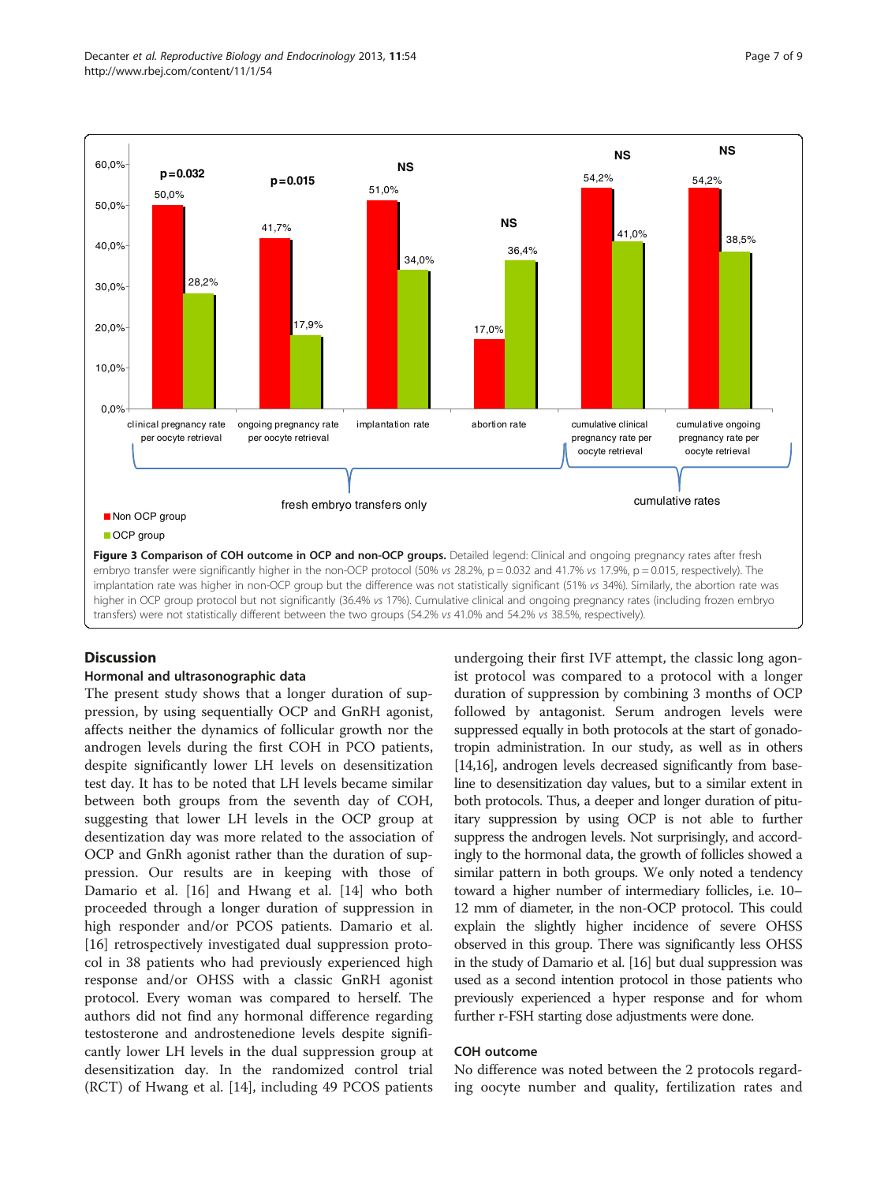**Figure 3 Comparison of COH outcome in OCP and non-OCP groups.** Detailed legend: Clinical and ongoing pregnancy rates after fresh embryo transfer were significantly higher in the non-OCP protocol (50% *vs* 28.2%, p = 0.032 and 41.7% *vs* 17.9%, p = 0.015, respectively). The implantation rate was higher in non-OCP group but the difference was not statistically significant (51% *vs* 34%). Similarly, the abortion rate was higher in OCP group protocol but not significantly (36.4% *vs* 17%). Cumulative clinical and ongoing pregnancy rates (including frozen embryo transfers) were not statistically different between the two groups (54.2% *vs* 41.0% and 54.2% *vs* 38.5%, respectively).

## Discussion

### Hormonal and ultrasonographic data

The present study shows that a longer duration of suppression, by using sequentially OCP and GnRH agonist, affects neither the dynamics of follicular growth nor the androgen levels during the first COH in PCO patients, despite significantly lower LH levels on desensitization test day. It has to be noted that LH levels became similar between both groups from the seventh day of COH, suggesting that lower LH levels in the OCP group at desentization day was more related to the association of OCP and GnRh agonist rather than the duration of suppression. Our results are in keeping with those of Damario et al. [16] and Hwang et al. [14] who both proceeded through a longer duration of suppression in high responder and/or PCOS patients. Damario et al. [16] retrospectively investigated dual suppression protocol in 38 patients who had previously experienced high response and/or OHSS with a classic GnRH agonist protocol. Every woman was compared to herself. The authors did not find any hormonal difference regarding testosterone and androstenedione levels despite significantly lower LH levels in the dual suppression group at desensitization day. In the randomized control trial (RCT) of Hwang et al. [14], including 49 PCOS patients undergoing their first IVF attempt, the classic long agonist protocol was compared to a protocol with a longer duration of suppression by combining 3 months of OCP followed by antagonist. Serum androgen levels were suppressed equally in both protocols at the start of gonadotropin administration. In our study, as well as in others [14,16], androgen levels decreased significantly from baseline to desensitization day values, but to a similar extent in both protocols. Thus, a deeper and longer duration of pituitary suppression by using OCP is not able to further suppress the androgen levels. Not surprisingly, and accordingly to the hormonal data, the growth of follicles showed a similar pattern in both groups. We only noted a tendency toward a higher number of intermediary follicles, i.e. 10–12 mm of diameter, in the non-OCP protocol. This could explain the slightly higher incidence of severe OHSS observed in this group. There was significantly less OHSS in the study of Damario et al. [16] but dual suppression was used as a second intention protocol in those patients who previously experienced a hyper response and for whom further r-FSH starting dose adjustments were done.

### COH outcome

No difference was noted between the 2 protocols regarding oocyte number and quality, fertilization rates and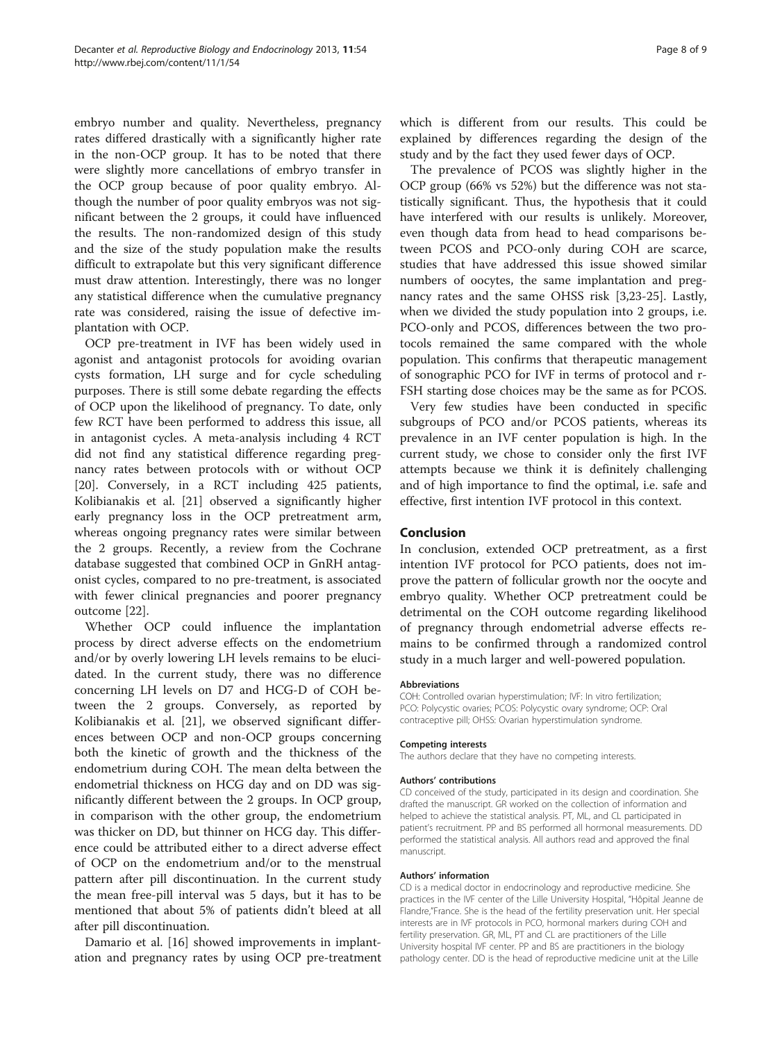embryo number and quality. Nevertheless, pregnancy rates differed drastically with a significantly higher rate in the non-OCP group. It has to be noted that there were slightly more cancellations of embryo transfer in the OCP group because of poor quality embryo. Although the number of poor quality embryos was not significant between the 2 groups, it could have influenced the results. The non-randomized design of this study and the size of the study population make the results difficult to extrapolate but this very significant difference must draw attention. Interestingly, there was no longer any statistical difference when the cumulative pregnancy rate was considered, raising the issue of defective implantation with OCP.

OCP pre-treatment in IVF has been widely used in agonist and antagonist protocols for avoiding ovarian cysts formation, LH surge and for cycle scheduling purposes. There is still some debate regarding the effects of OCP upon the likelihood of pregnancy. To date, only few RCT have been performed to address this issue, all in antagonist cycles. A meta-analysis including 4 RCT did not find any statistical difference regarding pregnancy rates between protocols with or without OCP [20]. Conversely, in a RCT including 425 patients, Kolibianakis et al. [21] observed a significantly higher early pregnancy loss in the OCP pretreatment arm, whereas ongoing pregnancy rates were similar between the 2 groups. Recently, a review from the Cochrane database suggested that combined OCP in GnRH antagonist cycles, compared to no pre-treatment, is associated with fewer clinical pregnancies and poorer pregnancy outcome [22].

Whether OCP could influence the implantation process by direct adverse effects on the endometrium and/or by overly lowering LH levels remains to be elucidated. In the current study, there was no difference concerning LH levels on D7 and HCG-D of COH between the 2 groups. Conversely, as reported by Kolibianakis et al. [21], we observed significant differences between OCP and non-OCP groups concerning both the kinetic of growth and the thickness of the endometrium during COH. The mean delta between the endometrial thickness on HCG day and on DD was significantly different between the 2 groups. In OCP group, in comparison with the other group, the endometrium was thicker on DD, but thinner on HCG day. This difference could be attributed either to a direct adverse effect of OCP on the endometrium and/or to the menstrual pattern after pill discontinuation. In the current study the mean free-pill interval was 5 days, but it has to be mentioned that about 5% of patients didn't bleed at all after pill discontinuation.

Damario et al. [16] showed improvements in implantation and pregnancy rates by using OCP pre-treatment which is different from our results. This could be explained by differences regarding the design of the study and by the fact they used fewer days of OCP.

The prevalence of PCOS was slightly higher in the OCP group (66% vs 52%) but the difference was not statistically significant. Thus, the hypothesis that it could have interfered with our results is unlikely. Moreover, even though data from head to head comparisons between PCOS and PCO-only during COH are scarce, studies that have addressed this issue showed similar numbers of oocytes, the same implantation and pregnancy rates and the same OHSS risk [3,23-25]. Lastly, when we divided the study population into 2 groups, i.e. PCO-only and PCOS, differences between the two protocols remained the same compared with the whole population. This confirms that therapeutic management of sonographic PCO for IVF in terms of protocol and r-FSH starting dose choices may be the same as for PCOS.

Very few studies have been conducted in specific subgroups of PCO and/or PCOS patients, whereas its prevalence in an IVF center population is high. In the current study, we chose to consider only the first IVF attempts because we think it is definitely challenging and of high importance to find the optimal, i.e. safe and effective, first intention IVF protocol in this context.

## Conclusion

In conclusion, extended OCP pretreatment, as a first intention IVF protocol for PCO patients, does not improve the pattern of follicular growth nor the oocyte and embryo quality. Whether OCP pretreatment could be detrimental on the COH outcome regarding likelihood of pregnancy through endometrial adverse effects remains to be confirmed through a randomized control study in a much larger and well-powered population.

#### Abbreviations

COH: Controlled ovarian hyperstimulation; IVF: In vitro fertilization; PCO: Polycystic ovaries; PCOS: Polycystic ovary syndrome; OCP: Oral contraceptive pill; OHSS: Ovarian hyperstimulation syndrome.

#### Competing interests

The authors declare that they have no competing interests.

#### Authors' contributions

CD conceived of the study, participated in its design and coordination. She drafted the manuscript. GR worked on the collection of information and helped to achieve the statistical analysis. PT, ML, and CL participated in patient's recruitment. PP and BS performed all hormonal measurements. DD performed the statistical analysis. All authors read and approved the final manuscript.

#### Authors' information

CD is a medical doctor in endocrinology and reproductive medicine. She practices in the IVF center of the Lille University Hospital, "Hôpital Jeanne de Flandre,"France. She is the head of the fertility preservation unit. Her special interests are in IVF protocols in PCO, hormonal markers during COH and fertility preservation. GR, ML, PT and CL are practitioners of the Lille University hospital IVF center. PP and BS are practitioners in the biology pathology center. DD is the head of reproductive medicine unit at the Lille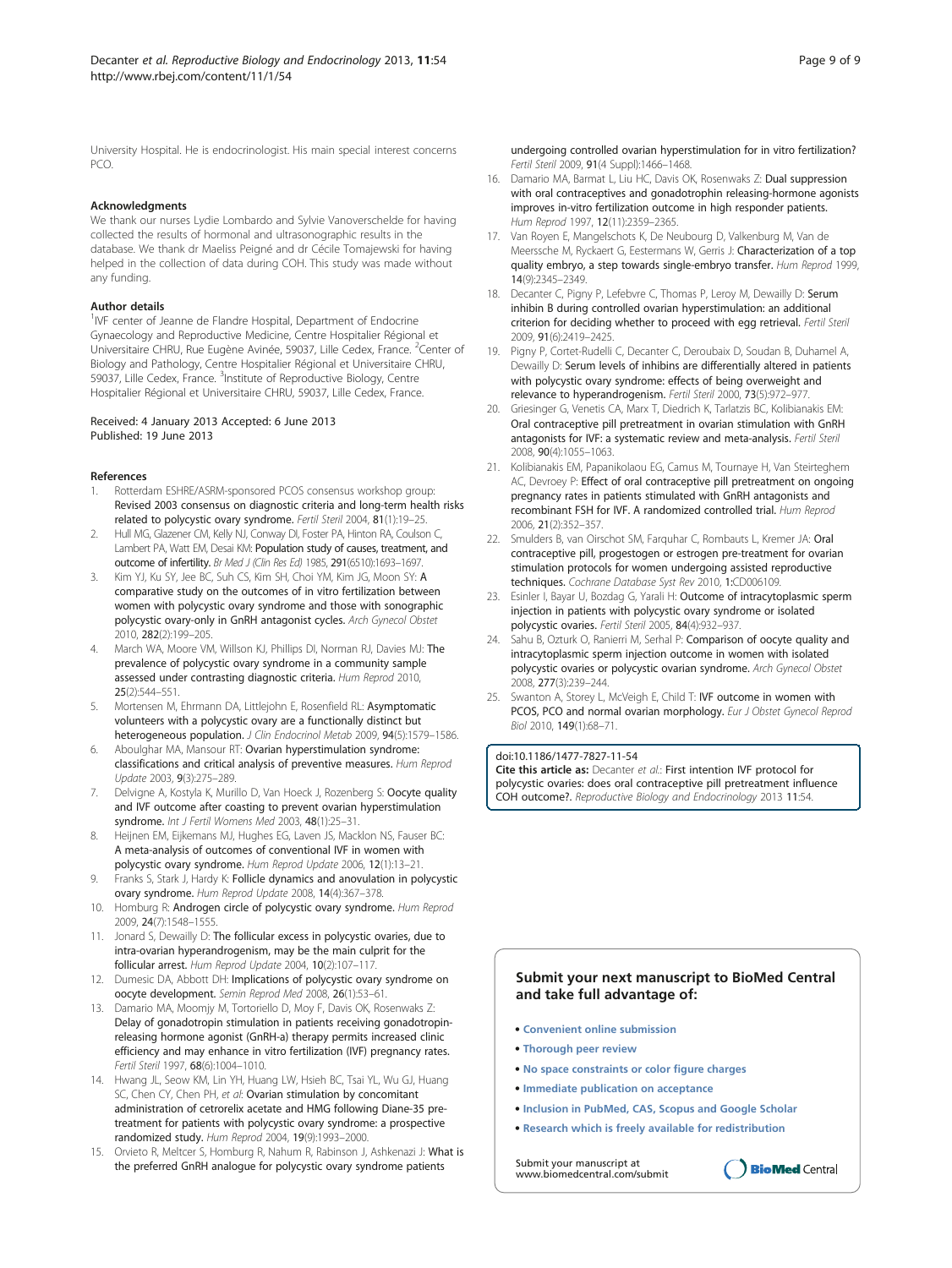University Hospital. He is endocrinologist. His main special interest concerns PCO.

### Acknowledgments

We thank our nurses Lydie Lombardo and Sylvie Vanoverschelde for having collected the results of hormonal and ultrasonographic results in the database. We thank dr Maeliss Peigné and dr Cécile Tomajewski for having helped in the collection of data during COH. This study was made without any funding.

### Author details

[1]IVF center of Jeanne de Flandre Hospital, Department of Endocrine Gynaecology and Reproductive Medicine, Centre Hospitalier Régional et Universitaire CHRU, Rue Eugène Avinée, 59037, Lille Cedex, France. [2]Center of Biology and Pathology, Centre Hospitalier Régional et Universitaire CHRU, 59037, Lille Cedex, France. [3]Institute of Reproductive Biology, Centre Hospitalier Régional et Universitaire CHRU, 59037, Lille Cedex, France.

Received: 4 January 2013 Accepted: 6 June 2013
Published: 19 June 2013

### References

1. Rotterdam ESHRE/ASRM-sponsored PCOS consensus workshop group: **Revised 2003 consensus on diagnostic criteria and long-term health risks related to polycystic ovary syndrome.** *Fertil Steril* 2004, **81**(1):19–25.
2. Hull MG, Glazener CM, Kelly NJ, Conway DI, Foster PA, Hinton RA, Coulson C, Lambert PA, Watt EM, Desai KM: **Population study of causes, treatment, and outcome of infertility.** *Br Med J (Clin Res Ed)* 1985, **291**(6510):1693–1697.
3. Kim YJ, Ku SY, Jee BC, Suh CS, Kim SH, Choi YM, Kim JG, Moon SY: **A comparative study on the outcomes of in vitro fertilization between women with polycystic ovary syndrome and those with sonographic polycystic ovary-only in GnRH antagonist cycles.** *Arch Gynecol Obstet* 2010, **282**(2):199–205.
4. March WA, Moore VM, Willson KJ, Phillips DI, Norman RJ, Davies MJ: **The prevalence of polycystic ovary syndrome in a community sample assessed under contrasting diagnostic criteria.** *Hum Reprod* 2010, **25**(2):544–551.
5. Mortensen M, Ehrmann DA, Littlejohn E, Rosenfield RL: **Asymptomatic volunteers with a polycystic ovary are a functionally distinct but heterogeneous population.** *J Clin Endocrinol Metab* 2009, **94**(5):1579–1586.
6. Aboulghar MA, Mansour RT: **Ovarian hyperstimulation syndrome: classifications and critical analysis of preventive measures.** *Hum Reprod Update* 2003, **9**(3):275–289.
7. Delvigne A, Kostyla K, Murillo D, Van Hoeck J, Rozenberg S: **Oocyte quality and IVF outcome after coasting to prevent ovarian hyperstimulation syndrome.** *Int J Fertil Womens Med* 2003, **48**(1):25–31.
8. Heijnen EM, Eijkemans MJ, Hughes EG, Laven JS, Macklon NS, Fauser BC: **A meta-analysis of outcomes of conventional IVF in women with polycystic ovary syndrome.** *Hum Reprod Update* 2006, **12**(1):13–21.
9. Franks S, Stark J, Hardy K: **Follicle dynamics and anovulation in polycystic ovary syndrome.** *Hum Reprod Update* 2008, **14**(4):367–378.
10. Homburg R: **Androgen circle of polycystic ovary syndrome.** *Hum Reprod* 2009, **24**(7):1548–1555.
11. Jonard S, Dewailly D: **The follicular excess in polycystic ovaries, due to intra-ovarian hyperandrogenism, may be the main culprit for the follicular arrest.** *Hum Reprod Update* 2004, **10**(2):107–117.
12. Dumesic DA, Abbott DH: **Implications of polycystic ovary syndrome on oocyte development.** *Semin Reprod Med* 2008, **26**(1):53–61.
13. Damario MA, Moomjy M, Tortoriello D, Moy F, Davis OK, Rosenwaks Z: **Delay of gonadotropin stimulation in patients receiving gonadotropin-releasing hormone agonist (GnRH-a) therapy permits increased clinic efficiency and may enhance in vitro fertilization (IVF) pregnancy rates.** *Fertil Steril* 1997, **68**(6):1004–1010.
14. Hwang JL, Seow KM, Lin YH, Huang LW, Hsieh BC, Tsai YL, Wu GJ, Huang SC, Chen CY, Chen PH, *et al*: **Ovarian stimulation by concomitant administration of cetrorelix acetate and HMG following Diane-35 pre-treatment for patients with polycystic ovary syndrome: a prospective randomized study.** *Hum Reprod* 2004, **19**(9):1993–2000.
15. Orvieto R, Meltcer S, Homburg R, Nahum R, Rabinson J, Ashkenazi J: **What is the preferred GnRH analogue for polycystic ovary syndrome patients undergoing controlled ovarian hyperstimulation for in vitro fertilization?** *Fertil Steril* 2009, **91**(4 Suppl):1466–1468.
16. Damario MA, Barmat L, Liu HC, Davis OK, Rosenwaks Z: **Dual suppression with oral contraceptives and gonadotrophin releasing-hormone agonists improves in-vitro fertilization outcome in high responder patients.** *Hum Reprod* 1997, **12**(11):2359–2365.
17. Van Royen E, Mangelschots K, De Neubourg D, Valkenburg M, Van de Meerssche M, Ryckaert G, Eestermans W, Gerris J: **Characterization of a top quality embryo, a step towards single-embryo transfer.** *Hum Reprod* 1999, **14**(9):2345–2349.
18. Decanter C, Pigny P, Lefebvre C, Thomas P, Leroy M, Dewailly D: **Serum inhibin B during controlled ovarian hyperstimulation: an additional criterion for deciding whether to proceed with egg retrieval.** *Fertil Steril* 2009, **91**(6):2419–2425.
19. Pigny P, Cortet-Rudelli C, Decanter C, Deroubaix D, Soudan B, Duhamel A, Dewailly D: **Serum levels of inhibins are differentially altered in patients with polycystic ovary syndrome: effects of being overweight and relevance to hyperandrogenism.** *Fertil Steril* 2000, **73**(5):972–977.
20. Griesinger G, Venetis CA, Marx T, Diedrich K, Tarlatzis BC, Kolibianakis EM: **Oral contraceptive pill pretreatment in ovarian stimulation with GnRH antagonists for IVF: a systematic review and meta-analysis.** *Fertil Steril* 2008, **90**(4):1055–1063.
21. Kolibianakis EM, Papanikolaou EG, Camus M, Tournaye H, Van Steirteghem AC, Devroey P: **Effect of oral contraceptive pill pretreatment on ongoing pregnancy rates in patients stimulated with GnRH antagonists and recombinant FSH for IVF. A randomized controlled trial.** *Hum Reprod* 2006, **21**(2):352–357.
22. Smulders B, van Oirschot SM, Farquhar C, Rombauts L, Kremer JA: **Oral contraceptive pill, progestogen or estrogen pre-treatment for ovarian stimulation protocols for women undergoing assisted reproductive techniques.** *Cochrane Database Syst Rev* 2010, **1**:CD006109.
23. Esinler I, Bayar U, Bozdag G, Yarali H: **Outcome of intracytoplasmic sperm injection in patients with polycystic ovary syndrome or isolated polycystic ovaries.** *Fertil Steril* 2005, **84**(4):932–937.
24. Sahu B, Ozturk O, Ranierri M, Serhal P: **Comparison of oocyte quality and intracytoplasmic sperm injection outcome in women with isolated polycystic ovaries or polycystic ovarian syndrome.** *Arch Gynecol Obstet* 2008, **277**(3):239–244.
25. Swanton A, Storey L, McVeigh E, Child T: **IVF outcome in women with PCOS, PCO and normal ovarian morphology.** *Eur J Obstet Gynecol Reprod Biol* 2010, **149**(1):68–71.

doi:10.1186/1477-7827-11-54

**Cite this article as:** Decanter *et al.*: First intention IVF protocol for polycystic ovaries: does oral contraceptive pill pretreatment influence COH outcome?. *Reproductive Biology and Endocrinology* 2013 **11**:54.